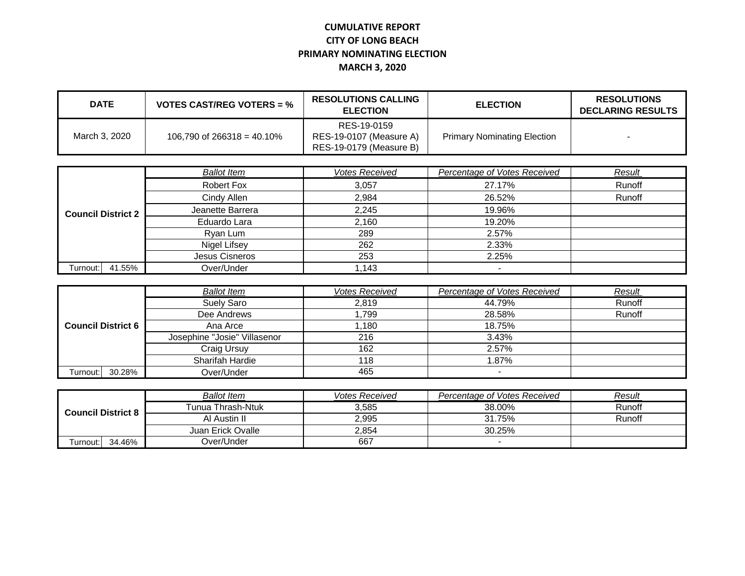# CUMULATIVE REPORT
# CITY OF LONG BEACH
# PRIMARY NOMINATING ELECTION
# MARCH 3, 2020

| DATE | VOTES CAST/REG VOTERS = % | RESOLUTIONS CALLING ELECTION | ELECTION | RESOLUTIONS DECLARING RESULTS |
|---|---|---|---|---|
| March 3, 2020 | 106,790 of 266318 = 40.10% | RES-19-0159<br>RES-19-0107 (Measure A)<br>RES-19-0179 (Measure B) | Primary Nominating Election | - |

| Council District 2 | Ballot Item | Votes Received | Percentage of Votes Received | Result |
|---|---|---|---|---|
| | Robert Fox | 3,057 | 27.17% | Runoff |
| | Cindy Allen | 2,984 | 26.52% | Runoff |
| | Jeanette Barrera | 2,245 | 19.96% | |
| | Eduardo Lara | 2,160 | 19.20% | |
| | Ryan Lum | 289 | 2.57% | |
| | Nigel Lifsey | 262 | 2.33% | |
| | Jesus Cisneros | 253 | 2.25% | |
| Turnout: 41.55% | Over/Under | 1,143 | - | |

| Council District 6 | Ballot Item | Votes Received | Percentage of Votes Received | Result |
|---|---|---|---|---|
| | Suely Saro | 2,819 | 44.79% | Runoff |
| | Dee Andrews | 1,799 | 28.58% | Runoff |
| | Ana Arce | 1,180 | 18.75% | |
| | Josephine "Josie" Villasenor | 216 | 3.43% | |
| | Craig Ursuy | 162 | 2.57% | |
| | Sharifah Hardie | 118 | 1.87% | |
| Turnout: 30.28% | Over/Under | 465 | - | |

| Council District 8 | Ballot Item | Votes Received | Percentage of Votes Received | Result |
|---|---|---|---|---|
| | Tunua Thrash-Ntuk | 3,585 | 38.00% | Runoff |
| | Al Austin II | 2,995 | 31.75% | Runoff |
| | Juan Erick Ovalle | 2,854 | 30.25% | |
| Turnout: 34.46% | Over/Under | 667 | - | |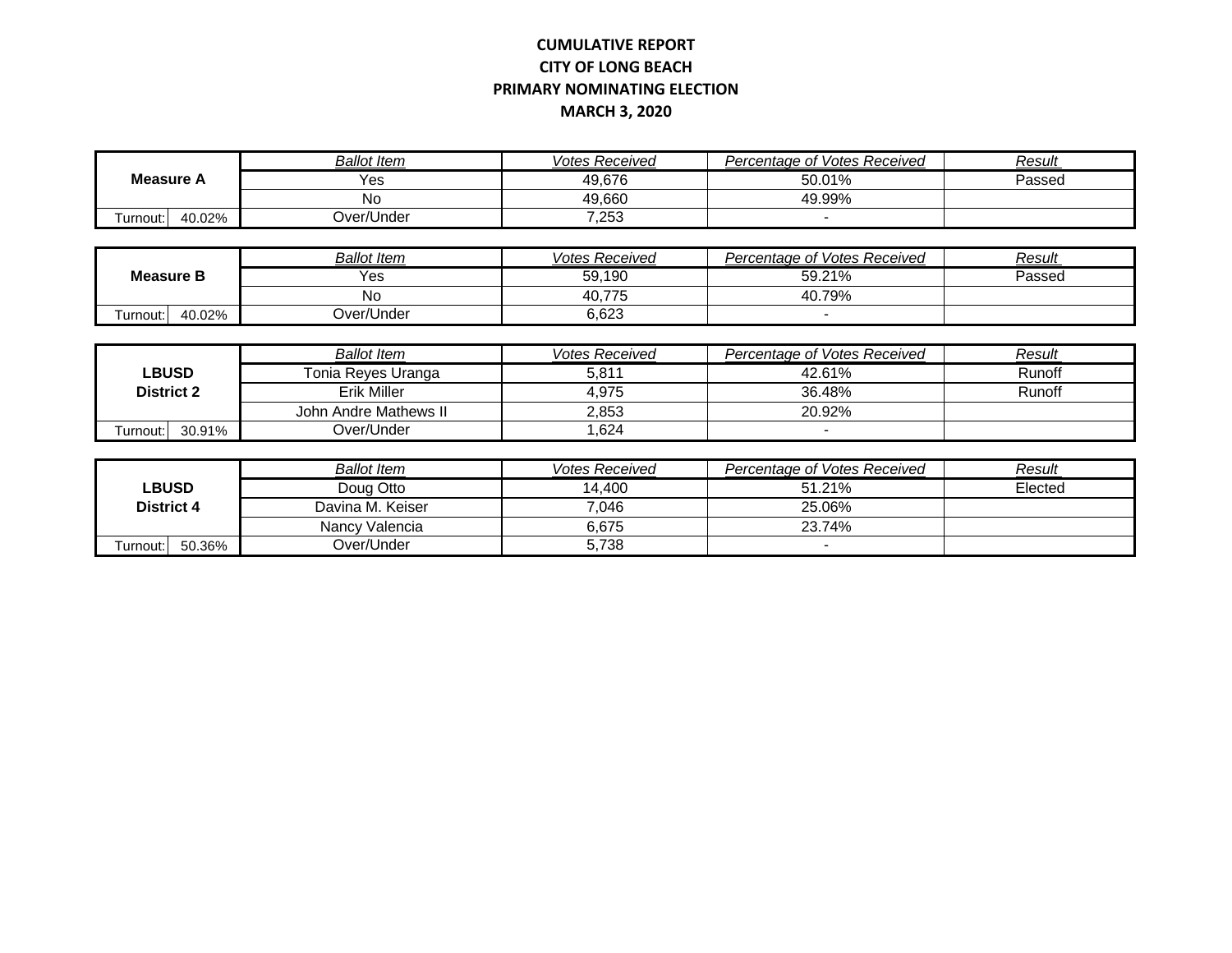**CUMULATIVE REPORT**

**CITY OF LONG BEACH**

**PRIMARY NOMINATING ELECTION**

**MARCH 3, 2020**

| | | *Ballot Item* | *Votes Received* | *Percentage of Votes Received* | *Result* |
|---|---|---|---|---|---|
| **Measure A** | | Yes | 49,676 | 50.01% | Passed |
| | | No | 49,660 | 49.99% | |
| Turnout: | 40.02% | Over/Under | 7,253 | - | |

| | | *Ballot Item* | *Votes Received* | *Percentage of Votes Received* | *Result* |
|---|---|---|---|---|---|
| **Measure B** | | Yes | 59,190 | 59.21% | Passed |
| | | No | 40,775 | 40.79% | |
| Turnout: | 40.02% | Over/Under | 6,623 | - | |

| | | *Ballot Item* | *Votes Received* | *Percentage of Votes Received* | *Result* |
|---|---|---|---|---|---|
| **LBUSD District 2** | | Tonia Reyes Uranga | 5,811 | 42.61% | Runoff |
| | | Erik Miller | 4,975 | 36.48% | Runoff |
| | | John Andre Mathews II | 2,853 | 20.92% | |
| Turnout: | 30.91% | Over/Under | 1,624 | - | |

| | | *Ballot Item* | *Votes Received* | *Percentage of Votes Received* | *Result* |
|---|---|---|---|---|---|
| **LBUSD District 4** | | Doug Otto | 14,400 | 51.21% | Elected |
| | | Davina M. Keiser | 7,046 | 25.06% | |
| | | Nancy Valencia | 6,675 | 23.74% | |
| Turnout: | 50.36% | Over/Under | 5,738 | - | |